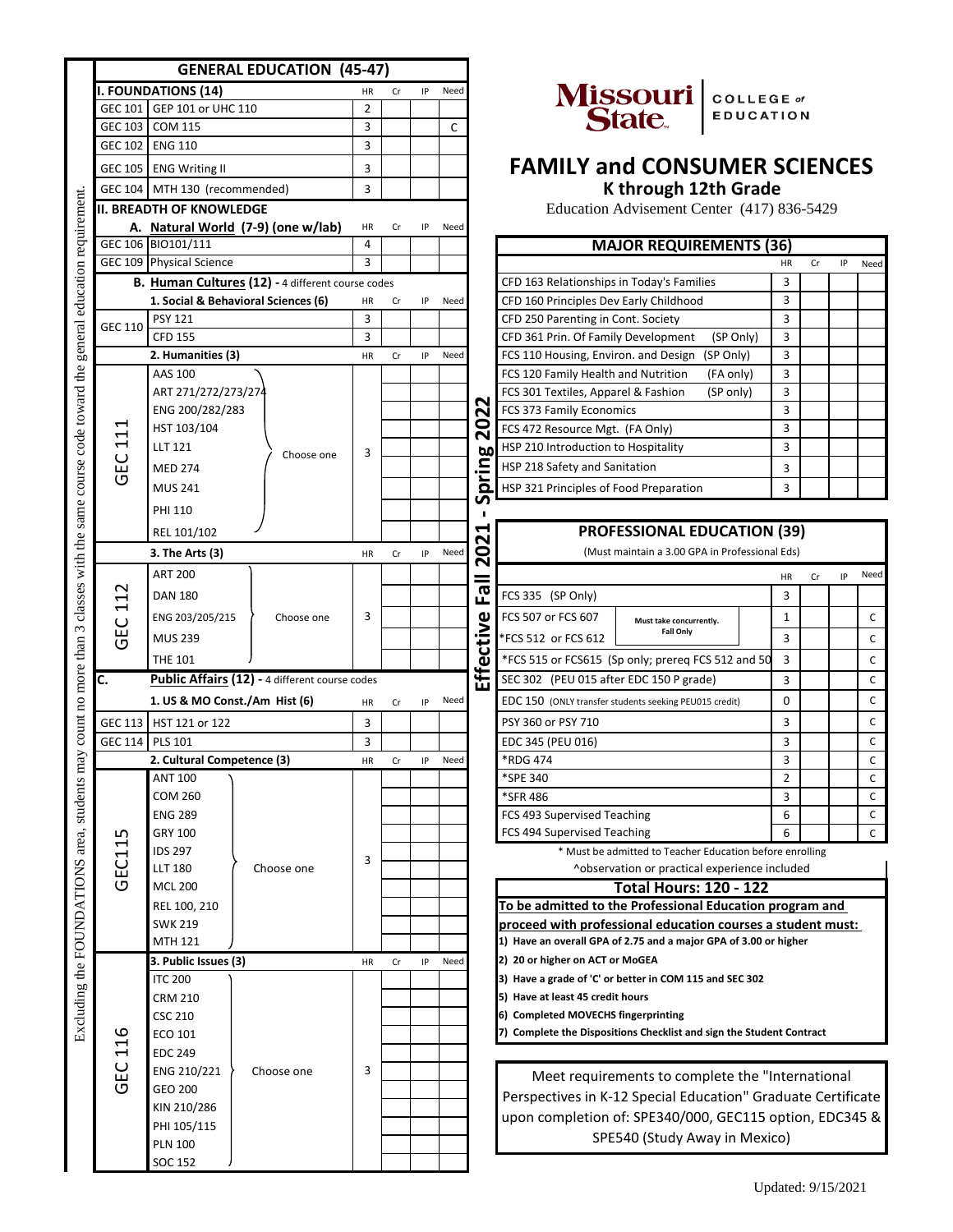Excluding the FOUNDATIONS area, students may count no more than 3 classes with the same course code toward the general education requirement.

## GENERAL EDUCATION (45-47)

| I. FOUNDATIONS (14) | | HR | Cr | IP | Need |
|---|---|---|---|---|---|
| GEC 101 | GEP 101 or UHC 110 | 2 | | | |
| GEC 103 | COM 115 | 3 | | | C |
| GEC 102 | ENG 110 | 3 | | | |
| GEC 105 | ENG Writing II | 3 | | | |
| GEC 104 | MTH 130 (recommended) | 3 | | | |
| **II. BREADTH OF KNOWLEDGE** | | | | | |
| **A. Natural World (7-9) (one w/lab)** | | HR | Cr | IP | Need |
| GEC 106 | BIO101/111 | 4 | | | |
| GEC 109 | Physical Science | 3 | | | |
| **B. Human Cultures (12) - 4 different course codes** | | | | | |
| **1. Social & Behavioral Sciences (6)** | | HR | Cr | IP | Need |
| GEC 110 | PSY 121 | 3 | | | |
| | CFD 155 | 3 | | | |
| **2. Humanities (3)** | | HR | Cr | IP | Need |
| GEC 111 (Choose one) | AAS 100 | 3 | | | |
| | ART 271/272/273/274 | | | | |
| | ENG 200/282/283 | | | | |
| | HST 103/104 | | | | |
| | LLT 121 | | | | |
| | MED 274 | | | | |
| | MUS 241 | | | | |
| | PHI 110 | | | | |
| | REL 101/102 | | | | |
| **3. The Arts (3)** | | HR | Cr | IP | Need |
| GEC 112 (Choose one) | ART 200 | 3 | | | |
| | DAN 180 | | | | |
| | ENG 203/205/215 | | | | |
| | MUS 239 | | | | |
| | THE 101 | | | | |
| **C. Public Affairs (12) - 4 different course codes** | | | | | |
| **1. US & MO Const./Am Hist (6)** | | HR | Cr | IP | Need |
| GEC 113 | HST 121 or 122 | 3 | | | |
| GEC 114 | PLS 101 | 3 | | | |
| **2. Cultural Competence (3)** | | HR | Cr | IP | Need |
| GEC115 (Choose one) | ANT 100 | 3 | | | |
| | COM 260 | | | | |
| | ENG 289 | | | | |
| | GRY 100 | | | | |
| | IDS 297 | | | | |
| | LLT 180 | | | | |
| | MCL 200 | | | | |
| | REL 100, 210 | | | | |
| | SWK 219 | | | | |
| | MTH 121 | | | | |
| **3. Public Issues (3)** | | HR | Cr | IP | Need |
| GEC 116 (Choose one) | ITC 200 | 3 | | | |
| | CRM 210 | | | | |
| | CSC 210 | | | | |
| | ECO 101 | | | | |
| | EDC 249 | | | | |
| | ENG 210/221 | | | | |
| | GEO 200 | | | | |
| | KIN 210/286 | | | | |
| | PHI 105/115 | | | | |
| | PLN 100 | | | | |
| | SOC 152 | | | | |

**Effective Fall 2021 - Spring 2022**

Missouri State COLLEGE of EDUCATION

# FAMILY and CONSUMER SCIENCES

## K through 12th Grade

Education Advisement Center (417) 836-5429

## MAJOR REQUIREMENTS (36)

| | HR | Cr | IP | Need |
|---|---|---|---|---|
| CFD 163 Relationships in Today's Families | 3 | | | |
| CFD 160 Principles Dev Early Childhood | 3 | | | |
| CFD 250 Parenting in Cont. Society | 3 | | | |
| CFD 361 Prin. Of Family Development (SP Only) | 3 | | | |
| FCS 110 Housing, Environ. and Design (SP Only) | 3 | | | |
| FCS 120 Family Health and Nutrition (FA only) | 3 | | | |
| FCS 301 Textiles, Apparel & Fashion (SP only) | 3 | | | |
| FCS 373 Family Economics | 3 | | | |
| FCS 472 Resource Mgt. (FA Only) | 3 | | | |
| HSP 210 Introduction to Hospitality | 3 | | | |
| HSP 218 Safety and Sanitation | 3 | | | |
| HSP 321 Principles of Food Preparation | 3 | | | |

## PROFESSIONAL EDUCATION (39)

(Must maintain a 3.00 GPA in Professional Eds)

| | HR | Cr | IP | Need |
|---|---|---|---|---|
| FCS 335 (SP Only) | 3 | | | |
| FCS 507 or FCS 607 (Must take concurrently. Fall Only) | 1 | | | C |
| *FCS 512 or FCS 612 | 3 | | | C |
| *FCS 515 or FCS615 (Sp only; prereq FCS 512 and 50 | 3 | | | C |
| SEC 302 (PEU 015 after EDC 150 P grade) | 3 | | | C |
| EDC 150 (ONLY transfer students seeking PEU015 credit) | 0 | | | C |
| PSY 360 or PSY 710 | 3 | | | C |
| EDC 345 (PEU 016) | 3 | | | C |
| *RDG 474 | 3 | | | C |
| *SPE 340 | 2 | | | C |
| *SFR 486 | 3 | | | C |
| FCS 493 Supervised Teaching | 6 | | | C |
| FCS 494 Supervised Teaching | 6 | | | C |

\* Must be admitted to Teacher Education before enrolling

^observation or practical experience included

**Total Hours: 120 - 122**

**To be admitted to the Professional Education program and proceed with professional education courses a student must:**

**1) Have an overall GPA of 2.75 and a major GPA of 3.00 or higher**

**2) 20 or higher on ACT or MoGEA**

**3) Have a grade of 'C' or better in COM 115 and SEC 302**

**5) Have at least 45 credit hours**

**6) Completed MOVECHS fingerprinting**

**7) Complete the Dispositions Checklist and sign the Student Contract**

Meet requirements to complete the "International Perspectives in K-12 Special Education" Graduate Certificate upon completion of: SPE340/000, GEC115 option, EDC345 & SPE540 (Study Away in Mexico)

Updated: 9/15/2021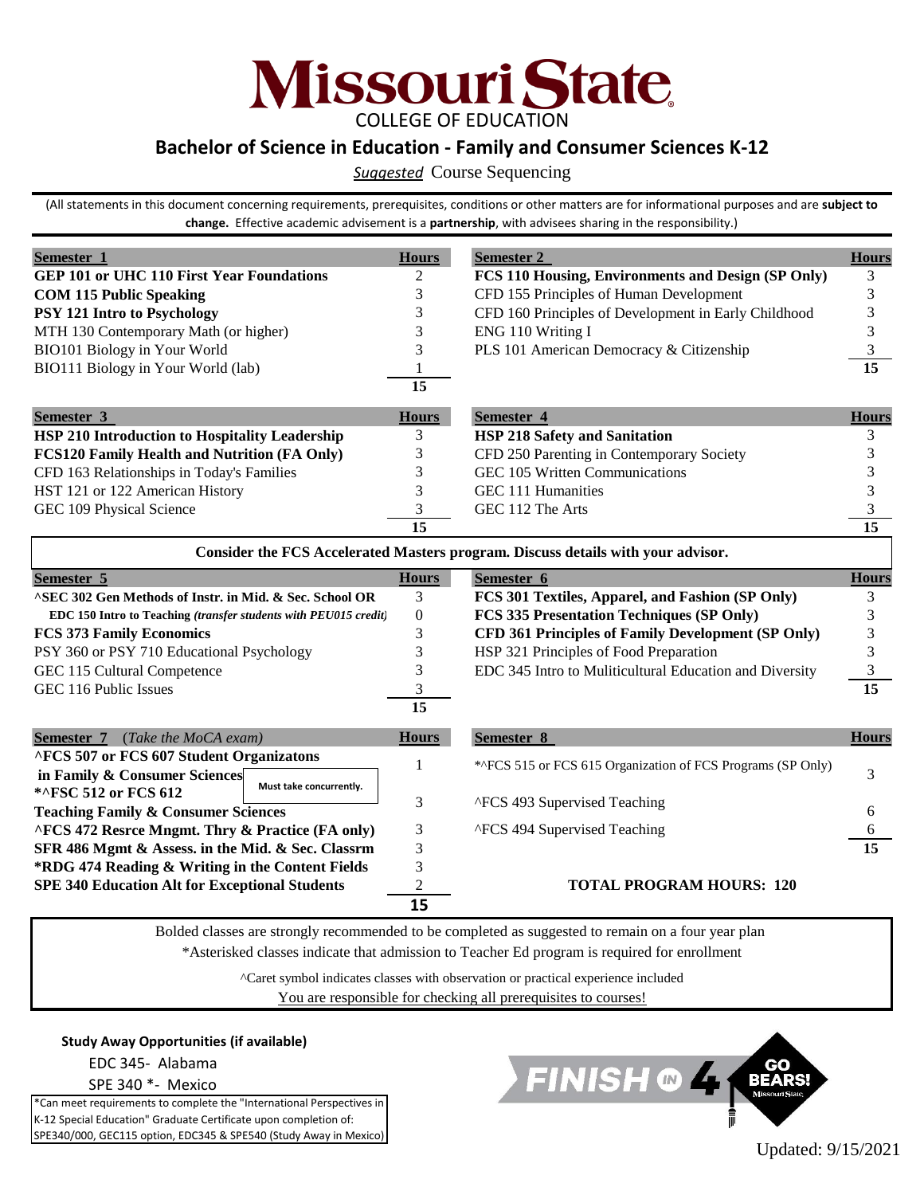# Missouri State

COLLEGE OF EDUCATION

## Bachelor of Science in Education - Family and Consumer Sciences K-12

*Suggested* Course Sequencing

(All statements in this document concerning requirements, prerequisites, conditions or other matters are for informational purposes and are **subject to change.** Effective academic advisement is a **partnership**, with advisees sharing in the responsibility.)

| Semester 1 | Hours | Semester 2 | Hours |
|---|---|---|---|
| **GEP 101 or UHC 110 First Year Foundations** | 2 | **FCS 110 Housing, Environments and Design (SP Only)** | 3 |
| **COM 115 Public Speaking** | 3 | CFD 155 Principles of Human Development | 3 |
| **PSY 121 Intro to Psychology** | 3 | CFD 160 Principles of Development in Early Childhood | 3 |
| MTH 130 Contemporary Math (or higher) | 3 | ENG 110 Writing I | 3 |
| BIO101 Biology in Your World | 3 | PLS 101 American Democracy & Citizenship | 3 |
| BIO111 Biology in Your World (lab) | 1 | | **15** |
| | **15** | | |

| Semester 3 | Hours | Semester 4 | Hours |
|---|---|---|---|
| **HSP 210 Introduction to Hospitality Leadership** | 3 | **HSP 218 Safety and Sanitation** | 3 |
| **FCS120 Family Health and Nutrition (FA Only)** | 3 | CFD 250 Parenting in Contemporary Society | 3 |
| CFD 163 Relationships in Today's Families | 3 | GEC 105 Written Communications | 3 |
| HST 121 or 122 American History | 3 | GEC 111 Humanities | 3 |
| GEC 109 Physical Science | 3 | GEC 112 The Arts | 3 |
| | **15** | | **15** |

**Consider the FCS Accelerated Masters program. Discuss details with your advisor.**

| Semester 5 | Hours | Semester 6 | Hours |
|---|---|---|---|
| **^SEC 302 Gen Methods of Instr. in Mid. & Sec. School OR** | 3 | **FCS 301 Textiles, Apparel, and Fashion (SP Only)** | 3 |
| **EDC 150 Intro to Teaching** ***(transfer students with PEU015 credit)*** | 0 | **FCS 335 Presentation Techniques (SP Only)** | 3 |
| **FCS 373 Family Economics** | 3 | **CFD 361 Principles of Family Development (SP Only)** | 3 |
| PSY 360 or PSY 710 Educational Psychology | 3 | HSP 321 Principles of Food Preparation | 3 |
| GEC 115 Cultural Competence | 3 | EDC 345 Intro to Muliticultural Education and Diversity | 3 |
| GEC 116 Public Issues | 3 | | **15** |
| | **15** | | |

| Semester 7 (*Take the MoCA exam*) | Hours | Semester 8 | Hours |
|---|---|---|---|
| **^FCS 507 or FCS 607 Student Organizatons in Family & Consumer Sciences** (Must take concurrently.) | 1 | *^FCS 515 or FCS 615 Organization of FCS Programs (SP Only) | 3 |
| **\*^FSC 512 or FCS 612 Teaching Family & Consumer Sciences** | 3 | ^FCS 493 Supervised Teaching | 6 |
| **^FCS 472 Resrce Mngmt. Thry & Practice (FA only)** | 3 | ^FCS 494 Supervised Teaching | 6 |
| **SFR 486 Mgmt & Assess. in the Mid. & Sec. Classrm** | 3 | | **15** |
| **\*RDG 474 Reading & Writing in the Content Fields** | 3 | | |
| **SPE 340 Education Alt for Exceptional Students** | 2 | **TOTAL PROGRAM HOURS: 120** | |
| | **15** | | |

Bolded classes are strongly recommended to be completed as suggested to remain on a four year plan

*Asterisked classes indicate that admission to Teacher Ed program is required for enrollment

^Caret symbol indicates classes with observation or practical experience included

You are responsible for checking all prerequisites to courses!

**Study Away Opportunities (if available)**

EDC 345- Alabama

SPE 340 *- Mexico

*Can meet requirements to complete the "International Perspectives in K-12 Special Education" Graduate Certificate upon completion of: SPE340/000, GEC115 option, EDC345 & SPE540 (Study Away in Mexico)

FINISH IN 4 GO BEARS! Missouri State

Updated: 9/15/2021